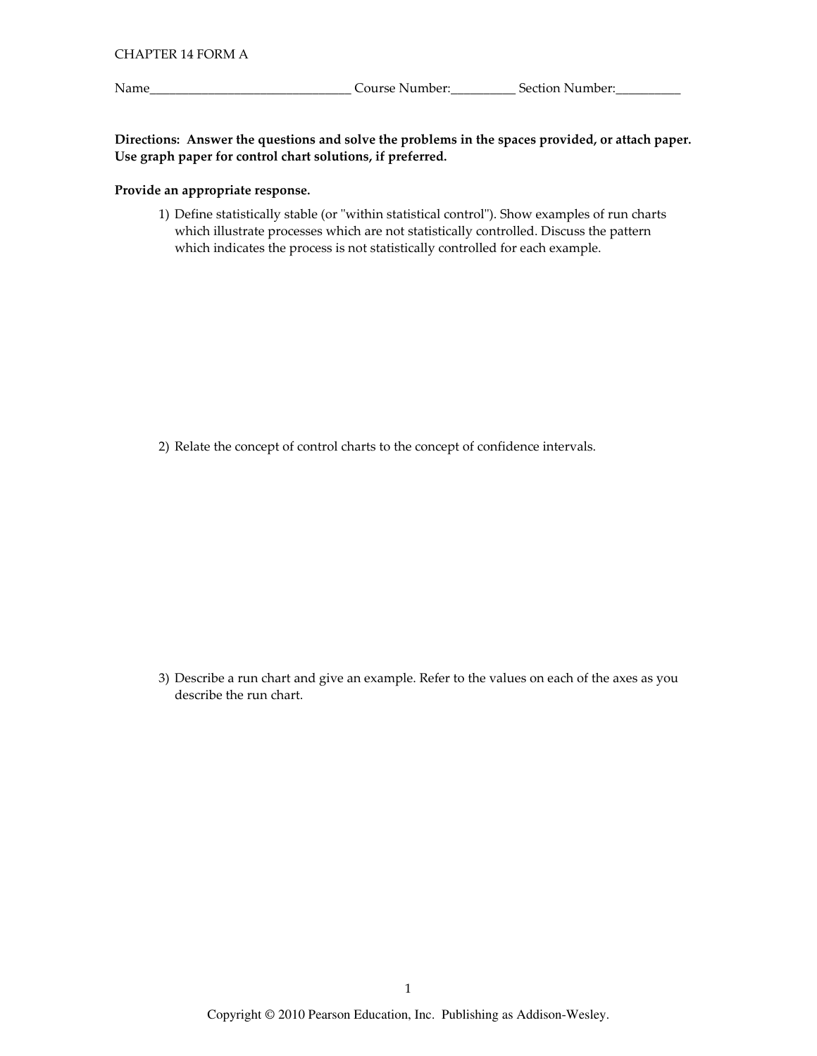CHAPTER 14 FORM A

Name_______________________________ Course Number:__________ Section Number:__________

**Directions: Answer the questions and solve the problems in the spaces provided, or attach paper. Use graph paper for control chart solutions, if preferred.**

**Provide an appropriate response.**

1) Define statistically stable (or "within statistical control"). Show examples of run charts which illustrate processes which are not statistically controlled. Discuss the pattern which indicates the process is not statistically controlled for each example.

2) Relate the concept of control charts to the concept of confidence intervals.

3) Describe a run chart and give an example. Refer to the values on each of the axes as you describe the run chart.

Copyright © 2010 Pearson Education, Inc. Publishing as Addison-Wesley.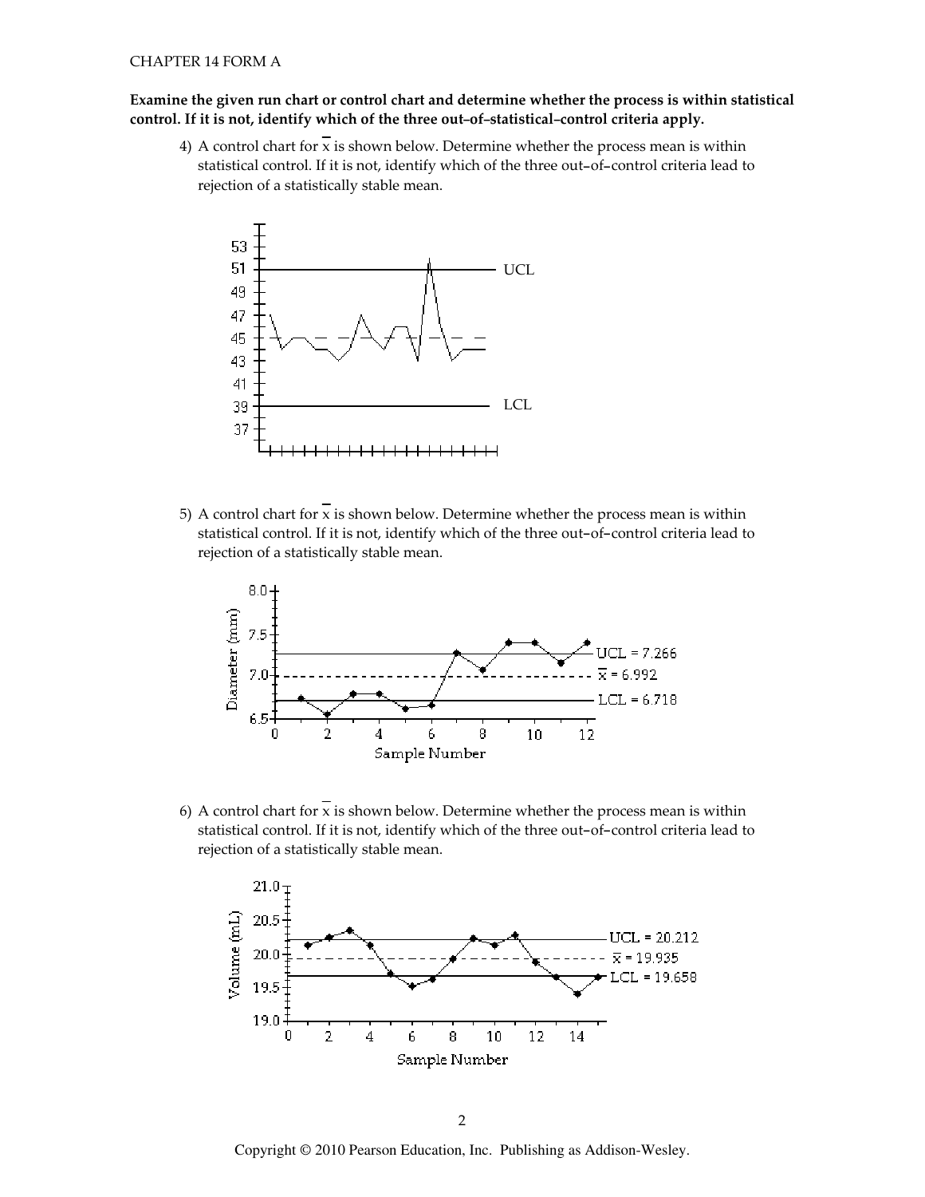CHAPTER 14 FORM A

**Examine the given run chart or control chart and determine whether the process is within statistical control. If it is not, identify which of the three out–of–statistical–control criteria apply.**

4) A control chart for $\overline{x}$ is shown below. Determine whether the process mean is within statistical control. If it is not, identify which of the three out–of–control criteria lead to rejection of a statistically stable mean.

5) A control chart for $\overline{x}$ is shown below. Determine whether the process mean is within statistical control. If it is not, identify which of the three out–of–control criteria lead to rejection of a statistically stable mean.

6) A control chart for $\overline{x}$ is shown below. Determine whether the process mean is within statistical control. If it is not, identify which of the three out–of–control criteria lead to rejection of a statistically stable mean.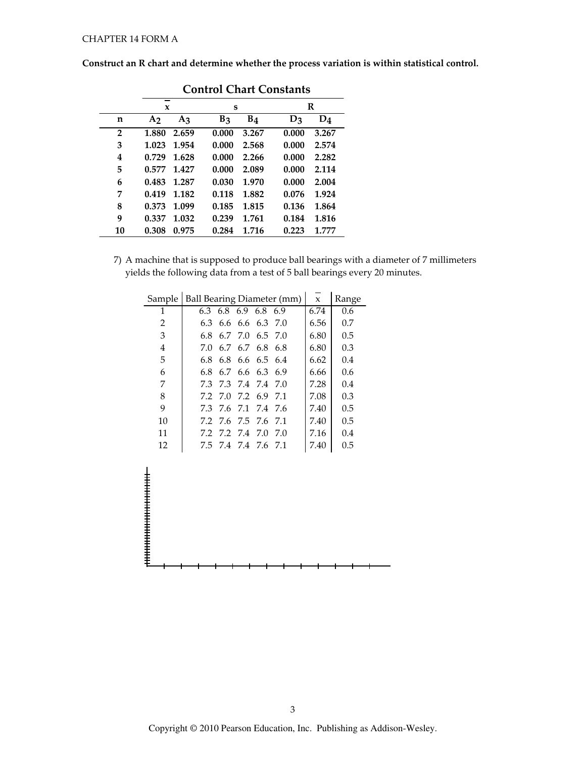**Construct an R chart and determine whether the process variation is within statistical control.**

**Control Chart Constants**

| | $\bar{x}$ | | s | | R | |
|---|---|---|---|---|---|---|
| **n** | $A_2$ | $A_3$ | $B_3$ | $B_4$ | $D_3$ | $D_4$ |
| **2** | **1.880** | **2.659** | **0.000** | **3.267** | **0.000** | **3.267** |
| **3** | **1.023** | **1.954** | **0.000** | **2.568** | **0.000** | **2.574** |
| **4** | **0.729** | **1.628** | **0.000** | **2.266** | **0.000** | **2.282** |
| **5** | **0.577** | **1.427** | **0.000** | **2.089** | **0.000** | **2.114** |
| **6** | **0.483** | **1.287** | **0.030** | **1.970** | **0.000** | **2.004** |
| **7** | **0.419** | **1.182** | **0.118** | **1.882** | **0.076** | **1.924** |
| **8** | **0.373** | **1.099** | **0.185** | **1.815** | **0.136** | **1.864** |
| **9** | **0.337** | **1.032** | **0.239** | **1.761** | **0.184** | **1.816** |
| **10** | **0.308** | **0.975** | **0.284** | **1.716** | **0.223** | **1.777** |

7) A machine that is supposed to produce ball bearings with a diameter of 7 millimeters yields the following data from a test of 5 ball bearings every 20 minutes.

| Sample | Ball Bearing Diameter (mm) | $\bar{x}$ | Range |
|---|---|---|---|
| 1 | 6.3 6.8 6.9 6.8 6.9 | 6.74 | 0.6 |
| 2 | 6.3 6.6 6.6 6.3 7.0 | 6.56 | 0.7 |
| 3 | 6.8 6.7 7.0 6.5 7.0 | 6.80 | 0.5 |
| 4 | 7.0 6.7 6.7 6.8 6.8 | 6.80 | 0.3 |
| 5 | 6.8 6.8 6.6 6.5 6.4 | 6.62 | 0.4 |
| 6 | 6.8 6.7 6.6 6.3 6.9 | 6.66 | 0.6 |
| 7 | 7.3 7.3 7.4 7.4 7.0 | 7.28 | 0.4 |
| 8 | 7.2 7.0 7.2 6.9 7.1 | 7.08 | 0.3 |
| 9 | 7.3 7.6 7.1 7.4 7.6 | 7.40 | 0.5 |
| 10 | 7.2 7.6 7.5 7.6 7.1 | 7.40 | 0.5 |
| 11 | 7.2 7.2 7.4 7.0 7.0 | 7.16 | 0.4 |
| 12 | 7.5 7.4 7.4 7.6 7.1 | 7.40 | 0.5 |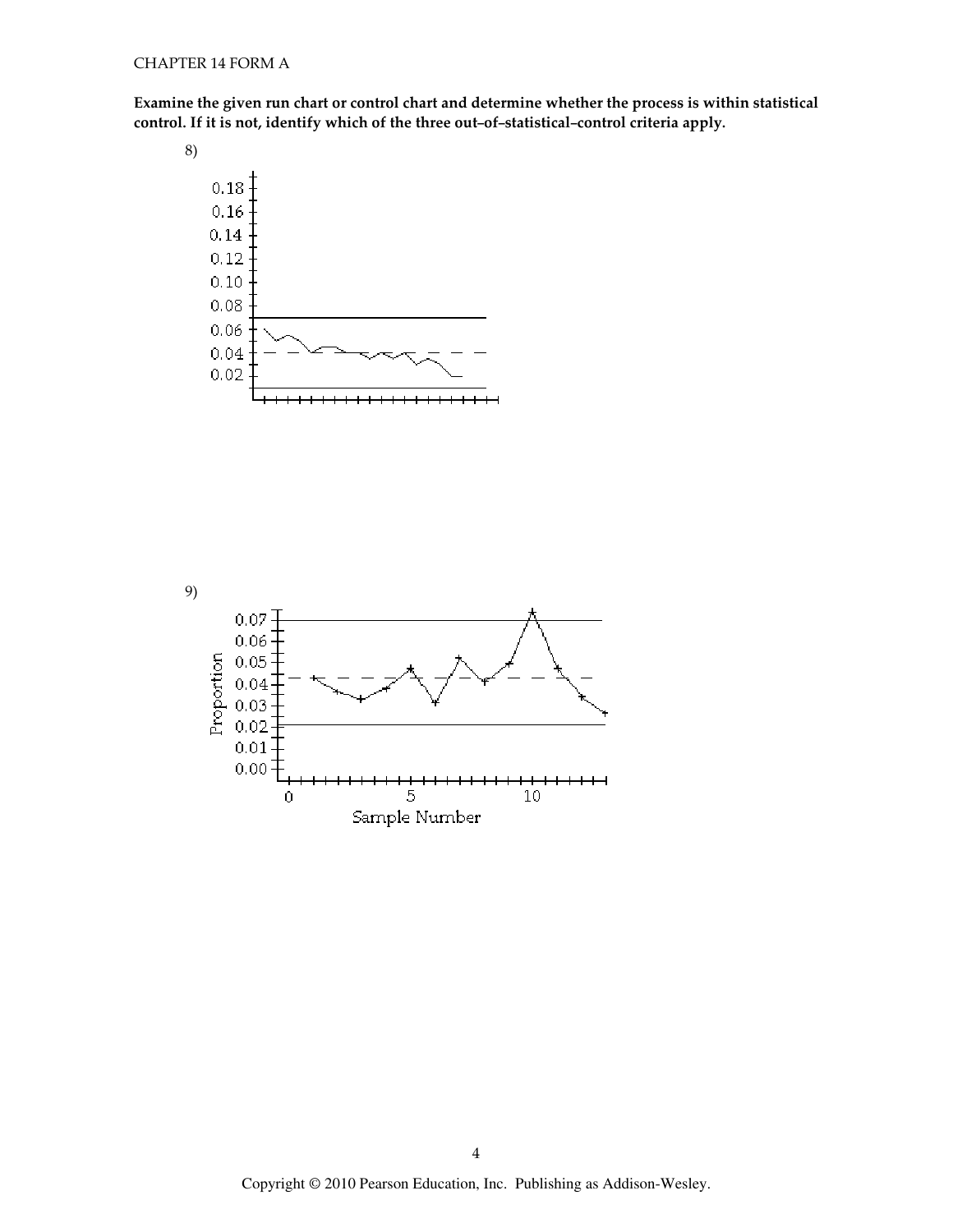Examine the given run chart or control chart and determine whether the process is within statistical control. If it is not, identify which of the three out–of–statistical–control criteria apply.

8)

9)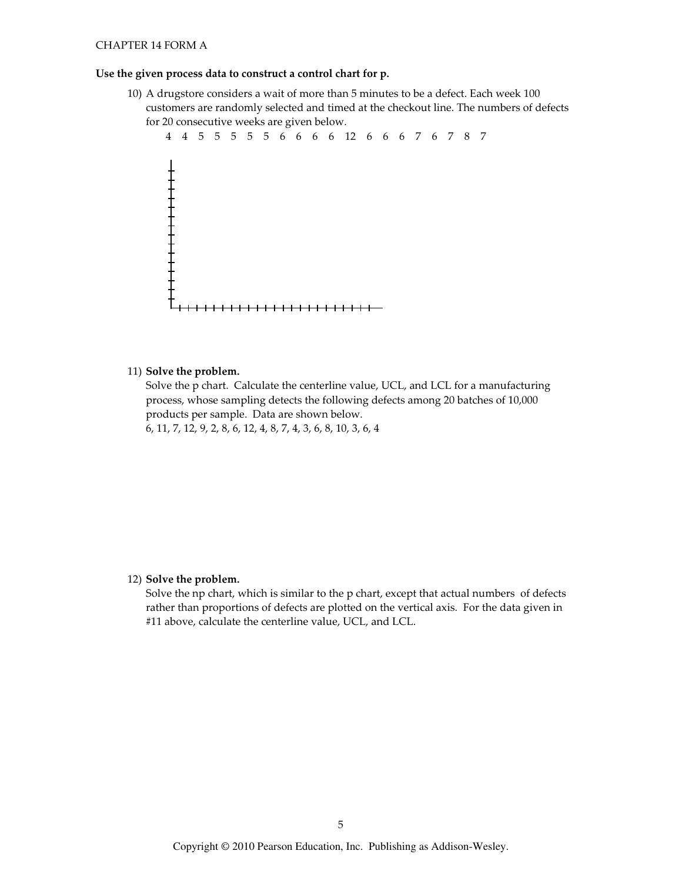**Use the given process data to construct a control chart for p.**

10) A drugstore considers a wait of more than 5 minutes to be a defect. Each week 100 customers are randomly selected and timed at the checkout line. The numbers of defects for 20 consecutive weeks are given below.

4 4 5 5 5 5 5 6 6 6 6 12 6 6 6 7 6 7 8 7

11) **Solve the problem.**

Solve the p chart. Calculate the centerline value, UCL, and LCL for a manufacturing process, whose sampling detects the following defects among 20 batches of 10,000 products per sample. Data are shown below.

6, 11, 7, 12, 9, 2, 8, 6, 12, 4, 8, 7, 4, 3, 6, 8, 10, 3, 6, 4

12) **Solve the problem.**

Solve the np chart, which is similar to the p chart, except that actual numbers of defects rather than proportions of defects are plotted on the vertical axis. For the data given in #11 above, calculate the centerline value, UCL, and LCL.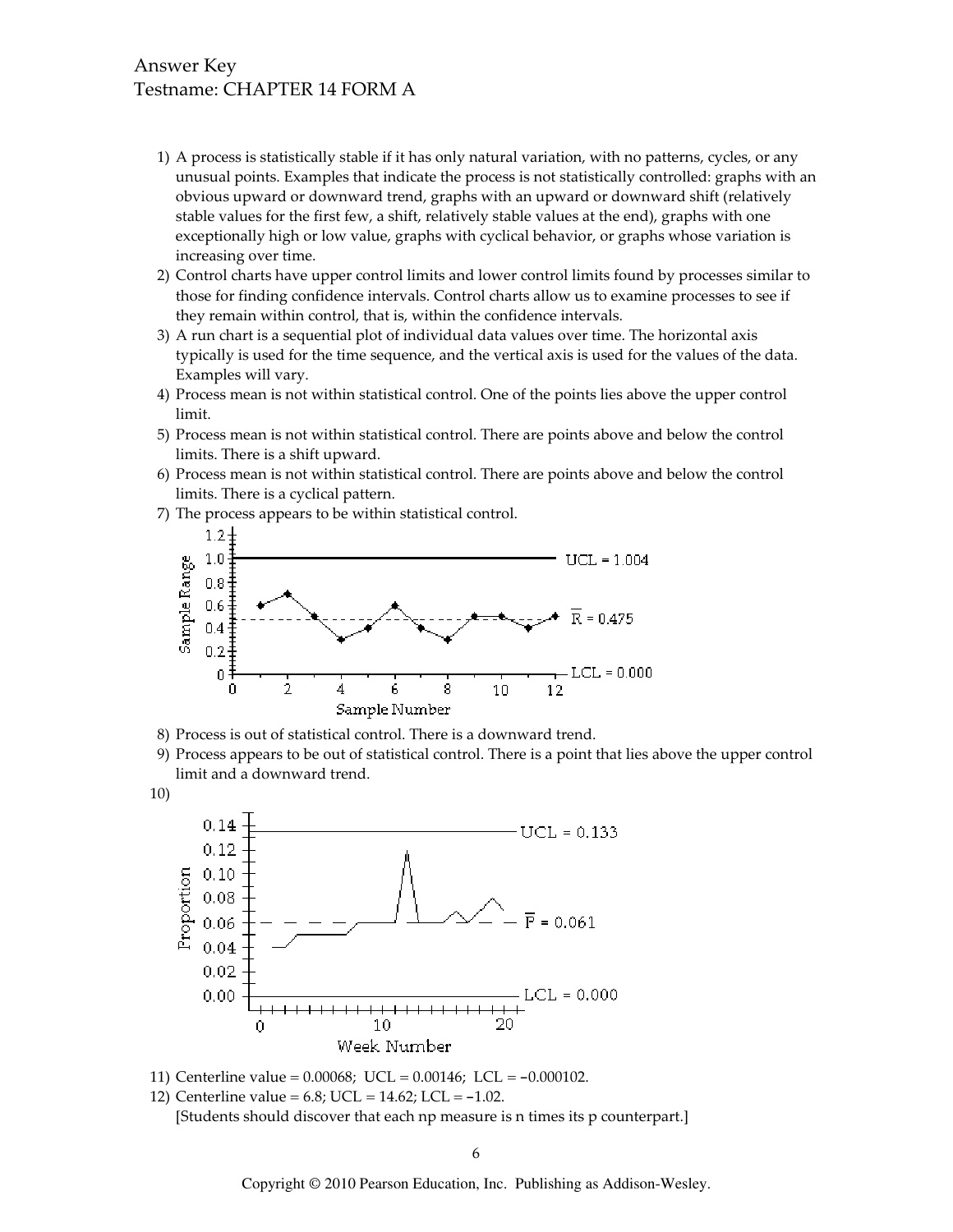Answer Key
Testname: CHAPTER 14 FORM A

1) A process is statistically stable if it has only natural variation, with no patterns, cycles, or any unusual points. Examples that indicate the process is not statistically controlled: graphs with an obvious upward or downward trend, graphs with an upward or downward shift (relatively stable values for the first few, a shift, relatively stable values at the end), graphs with one exceptionally high or low value, graphs with cyclical behavior, or graphs whose variation is increasing over time.
2) Control charts have upper control limits and lower control limits found by processes similar to those for finding confidence intervals. Control charts allow us to examine processes to see if they remain within control, that is, within the confidence intervals.
3) A run chart is a sequential plot of individual data values over time. The horizontal axis typically is used for the time sequence, and the vertical axis is used for the values of the data. Examples will vary.
4) Process mean is not within statistical control. One of the points lies above the upper control limit.
5) Process mean is not within statistical control. There are points above and below the control limits. There is a shift upward.
6) Process mean is not within statistical control. There are points above and below the control limits. There is a cyclical pattern.
7) The process appears to be within statistical control.

Sample Range
UCL = 1.004
$\overline{R}$ = 0.475
LCL = 0.000
Sample Number

8) Process is out of statistical control. There is a downward trend.
9) Process appears to be out of statistical control. There is a point that lies above the upper control limit and a downward trend.
10)

Proportion
UCL = 0.133
$\overline{P}$ = 0.061
LCL = 0.000
Week Number

11) Centerline value = 0.00068; UCL = 0.00146; LCL = −0.000102.
12) Centerline value = 6.8; UCL = 14.62; LCL = −1.02.
[Students should discover that each np measure is n times its p counterpart.]

Copyright © 2010 Pearson Education, Inc. Publishing as Addison-Wesley.